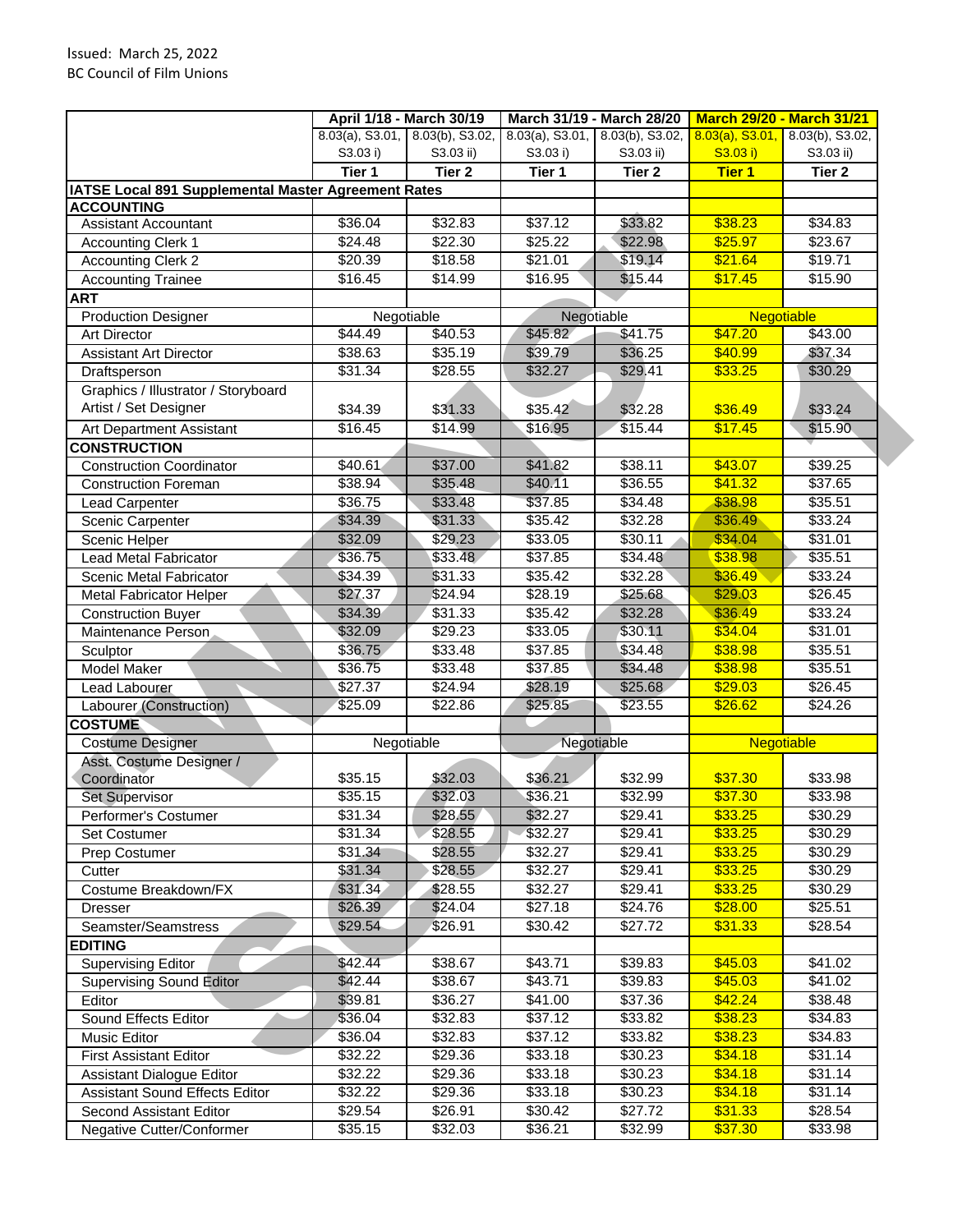Issued: March 25, 2022
BC Council of Film Unions

| | April 1/18 - March 30/19 | | March 31/19 - March 28/20 | | March 29/20 - March 31/21 | |
|---|---|---|---|---|---|---|
| | 8.03(a), S3.01, S3.03 i) | 8.03(b), S3.02, S3.03 ii) | 8.03(a), S3.01, S3.03 i) | 8.03(b), S3.02, S3.03 ii) | 8.03(a), S3.01, S3.03 i) | 8.03(b), S3.02, S3.03 ii) |
| | Tier 1 | Tier 2 | Tier 1 | Tier 2 | Tier 1 | Tier 2 |
| **IATSE Local 891 Supplemental Master Agreement Rates** | | | | | | |
| **ACCOUNTING** | | | | | | |
| Assistant Accountant | $36.04 | $32.83 | $37.12 | $33.82 | $38.23 | $34.83 |
| Accounting Clerk 1 | $24.48 | $22.30 | $25.22 | $22.98 | $25.97 | $23.67 |
| Accounting Clerk 2 | $20.39 | $18.58 | $21.01 | $19.14 | $21.64 | $19.71 |
| Accounting Trainee | $16.45 | $14.99 | $16.95 | $15.44 | $17.45 | $15.90 |
| **ART** | | | | | | |
| Production Designer | Negotiable | | Negotiable | | Negotiable | |
| Art Director | $44.49 | $40.53 | $45.82 | $41.75 | $47.20 | $43.00 |
| Assistant Art Director | $38.63 | $35.19 | $39.79 | $36.25 | $40.99 | $37.34 |
| Draftsperson | $31.34 | $28.55 | $32.27 | $29.41 | $33.25 | $30.29 |
| Graphics / Illustrator / Storyboard Artist / Set Designer | $34.39 | $31.33 | $35.42 | $32.28 | $36.49 | $33.24 |
| Art Department Assistant | $16.45 | $14.99 | $16.95 | $15.44 | $17.45 | $15.90 |
| **CONSTRUCTION** | | | | | | |
| Construction Coordinator | $40.61 | $37.00 | $41.82 | $38.11 | $43.07 | $39.25 |
| Construction Foreman | $38.94 | $35.48 | $40.11 | $36.55 | $41.32 | $37.65 |
| Lead Carpenter | $36.75 | $33.48 | $37.85 | $34.48 | $38.98 | $35.51 |
| Scenic Carpenter | $34.39 | $31.33 | $35.42 | $32.28 | $36.49 | $33.24 |
| Scenic Helper | $32.09 | $29.23 | $33.05 | $30.11 | $34.04 | $31.01 |
| Lead Metal Fabricator | $36.75 | $33.48 | $37.85 | $34.48 | $38.98 | $35.51 |
| Scenic Metal Fabricator | $34.39 | $31.33 | $35.42 | $32.28 | $36.49 | $33.24 |
| Metal Fabricator Helper | $27.37 | $24.94 | $28.19 | $25.68 | $29.03 | $26.45 |
| Construction Buyer | $34.39 | $31.33 | $35.42 | $32.28 | $36.49 | $33.24 |
| Maintenance Person | $32.09 | $29.23 | $33.05 | $30.11 | $34.04 | $31.01 |
| Sculptor | $36.75 | $33.48 | $37.85 | $34.48 | $38.98 | $35.51 |
| Model Maker | $36.75 | $33.48 | $37.85 | $34.48 | $38.98 | $35.51 |
| Lead Labourer | $27.37 | $24.94 | $28.19 | $25.68 | $29.03 | $26.45 |
| Labourer (Construction) | $25.09 | $22.86 | $25.85 | $23.55 | $26.62 | $24.26 |
| **COSTUME** | | | | | | |
| Costume Designer | Negotiable | | Negotiable | | Negotiable | |
| Asst. Costume Designer / Coordinator | $35.15 | $32.03 | $36.21 | $32.99 | $37.30 | $33.98 |
| Set Supervisor | $35.15 | $32.03 | $36.21 | $32.99 | $37.30 | $33.98 |
| Performer's Costumer | $31.34 | $28.55 | $32.27 | $29.41 | $33.25 | $30.29 |
| Set Costumer | $31.34 | $28.55 | $32.27 | $29.41 | $33.25 | $30.29 |
| Prep Costumer | $31.34 | $28.55 | $32.27 | $29.41 | $33.25 | $30.29 |
| Cutter | $31.34 | $28.55 | $32.27 | $29.41 | $33.25 | $30.29 |
| Costume Breakdown/FX | $31.34 | $28.55 | $32.27 | $29.41 | $33.25 | $30.29 |
| Dresser | $26.39 | $24.04 | $27.18 | $24.76 | $28.00 | $25.51 |
| Seamster/Seamstress | $29.54 | $26.91 | $30.42 | $27.72 | $31.33 | $28.54 |
| **EDITING** | | | | | | |
| Supervising Editor | $42.44 | $38.67 | $43.71 | $39.83 | $45.03 | $41.02 |
| Supervising Sound Editor | $42.44 | $38.67 | $43.71 | $39.83 | $45.03 | $41.02 |
| Editor | $39.81 | $36.27 | $41.00 | $37.36 | $42.24 | $38.48 |
| Sound Effects Editor | $36.04 | $32.83 | $37.12 | $33.82 | $38.23 | $34.83 |
| Music Editor | $36.04 | $32.83 | $37.12 | $33.82 | $38.23 | $34.83 |
| First Assistant Editor | $32.22 | $29.36 | $33.18 | $30.23 | $34.18 | $31.14 |
| Assistant Dialogue Editor | $32.22 | $29.36 | $33.18 | $30.23 | $34.18 | $31.14 |
| Assistant Sound Effects Editor | $32.22 | $29.36 | $33.18 | $30.23 | $34.18 | $31.14 |
| Second Assistant Editor | $29.54 | $26.91 | $30.42 | $27.72 | $31.33 | $28.54 |
| Negative Cutter/Conformer | $35.15 | $32.03 | $36.21 | $32.99 | $37.30 | $33.98 |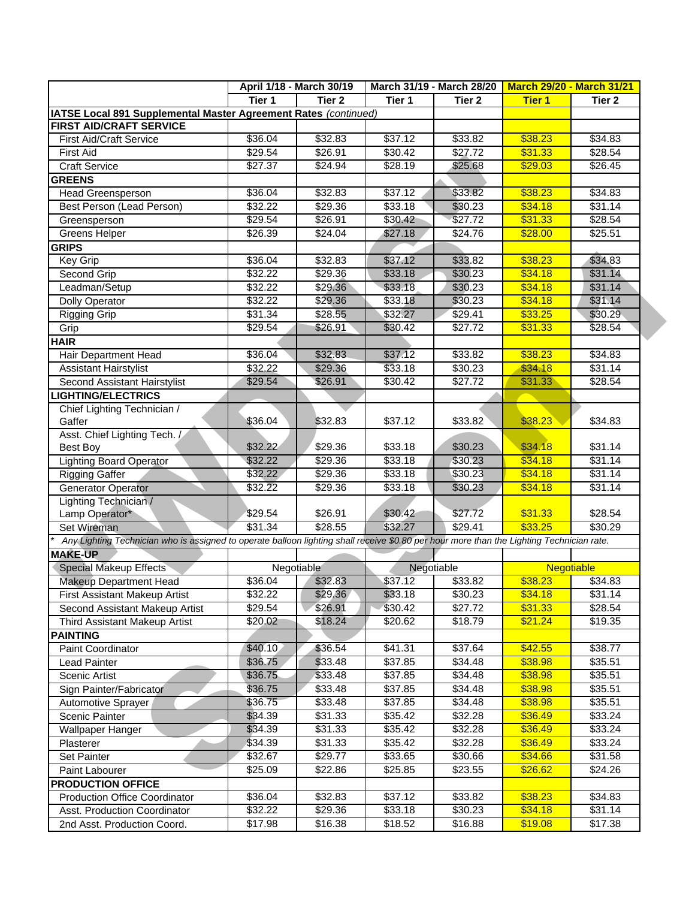| | April 1/18 - March 30/19 | | March 31/19 - March 28/20 | | March 29/20 - March 31/21 | |
|---|---|---|---|---|---|---|
| | Tier 1 | Tier 2 | Tier 1 | Tier 2 | Tier 1 | Tier 2 |
| **IATSE Local 891 Supplemental Master Agreement Rates** *(continued)* | | | | | | |
| **FIRST AID/CRAFT SERVICE** | | | | | | |
| First Aid/Craft Service | $36.04 | $32.83 | $37.12 | $33.82 | $38.23 | $34.83 |
| First Aid | $29.54 | $26.91 | $30.42 | $27.72 | $31.33 | $28.54 |
| Craft Service | $27.37 | $24.94 | $28.19 | $25.68 | $29.03 | $26.45 |
| **GREENS** | | | | | | |
| Head Greensperson | $36.04 | $32.83 | $37.12 | $33.82 | $38.23 | $34.83 |
| Best Person (Lead Person) | $32.22 | $29.36 | $33.18 | $30.23 | $34.18 | $31.14 |
| Greensperson | $29.54 | $26.91 | $30.42 | $27.72 | $31.33 | $28.54 |
| Greens Helper | $26.39 | $24.04 | $27.18 | $24.76 | $28.00 | $25.51 |
| **GRIPS** | | | | | | |
| Key Grip | $36.04 | $32.83 | $37.12 | $33.82 | $38.23 | $34.83 |
| Second Grip | $32.22 | $29.36 | $33.18 | $30.23 | $34.18 | $31.14 |
| Leadman/Setup | $32.22 | $29.36 | $33.18 | $30.23 | $34.18 | $31.14 |
| Dolly Operator | $32.22 | $29.36 | $33.18 | $30.23 | $34.18 | $31.14 |
| Rigging Grip | $31.34 | $28.55 | $32.27 | $29.41 | $33.25 | $30.29 |
| Grip | $29.54 | $26.91 | $30.42 | $27.72 | $31.33 | $28.54 |
| **HAIR** | | | | | | |
| Hair Department Head | $36.04 | $32.83 | $37.12 | $33.82 | $38.23 | $34.83 |
| Assistant Hairstylist | $32.22 | $29.36 | $33.18 | $30.23 | $34.18 | $31.14 |
| Second Assistant Hairstylist | $29.54 | $26.91 | $30.42 | $27.72 | $31.33 | $28.54 |
| **LIGHTING/ELECTRICS** | | | | | | |
| Chief Lighting Technician / Gaffer | $36.04 | $32.83 | $37.12 | $33.82 | $38.23 | $34.83 |
| Asst. Chief Lighting Tech. / Best Boy | $32.22 | $29.36 | $33.18 | $30.23 | $34.18 | $31.14 |
| Lighting Board Operator | $32.22 | $29.36 | $33.18 | $30.23 | $34.18 | $31.14 |
| Rigging Gaffer | $32.22 | $29.36 | $33.18 | $30.23 | $34.18 | $31.14 |
| Generator Operator | $32.22 | $29.36 | $33.18 | $30.23 | $34.18 | $31.14 |
| Lighting Technician / Lamp Operator* | $29.54 | $26.91 | $30.42 | $27.72 | $31.33 | $28.54 |
| Set Wireman | $31.34 | $28.55 | $32.27 | $29.41 | $33.25 | $30.29 |
| * *Any Lighting Technician who is assigned to operate balloon lighting shall receive $0.80 per hour more than the Lighting Technician rate.* | | | | | | |
| **MAKE-UP** | | | | | | |
| Special Makeup Effects | Negotiable | | Negotiable | | Negotiable | |
| Makeup Department Head | $36.04 | $32.83 | $37.12 | $33.82 | $38.23 | $34.83 |
| First Assistant Makeup Artist | $32.22 | $29.36 | $33.18 | $30.23 | $34.18 | $31.14 |
| Second Assistant Makeup Artist | $29.54 | $26.91 | $30.42 | $27.72 | $31.33 | $28.54 |
| Third Assistant Makeup Artist | $20.02 | $18.24 | $20.62 | $18.79 | $21.24 | $19.35 |
| **PAINTING** | | | | | | |
| Paint Coordinator | $40.10 | $36.54 | $41.31 | $37.64 | $42.55 | $38.77 |
| Lead Painter | $36.75 | $33.48 | $37.85 | $34.48 | $38.98 | $35.51 |
| Scenic Artist | $36.75 | $33.48 | $37.85 | $34.48 | $38.98 | $35.51 |
| Sign Painter/Fabricator | $36.75 | $33.48 | $37.85 | $34.48 | $38.98 | $35.51 |
| Automotive Sprayer | $36.75 | $33.48 | $37.85 | $34.48 | $38.98 | $35.51 |
| Scenic Painter | $34.39 | $31.33 | $35.42 | $32.28 | $36.49 | $33.24 |
| Wallpaper Hanger | $34.39 | $31.33 | $35.42 | $32.28 | $36.49 | $33.24 |
| Plasterer | $34.39 | $31.33 | $35.42 | $32.28 | $36.49 | $33.24 |
| Set Painter | $32.67 | $29.77 | $33.65 | $30.66 | $34.66 | $31.58 |
| Paint Labourer | $25.09 | $22.86 | $25.85 | $23.55 | $26.62 | $24.26 |
| **PRODUCTION OFFICE** | | | | | | |
| Production Office Coordinator | $36.04 | $32.83 | $37.12 | $33.82 | $38.23 | $34.83 |
| Asst. Production Coordinator | $32.22 | $29.36 | $33.18 | $30.23 | $34.18 | $31.14 |
| 2nd Asst. Production Coord. | $17.98 | $16.38 | $18.52 | $16.88 | $19.08 | $17.38 |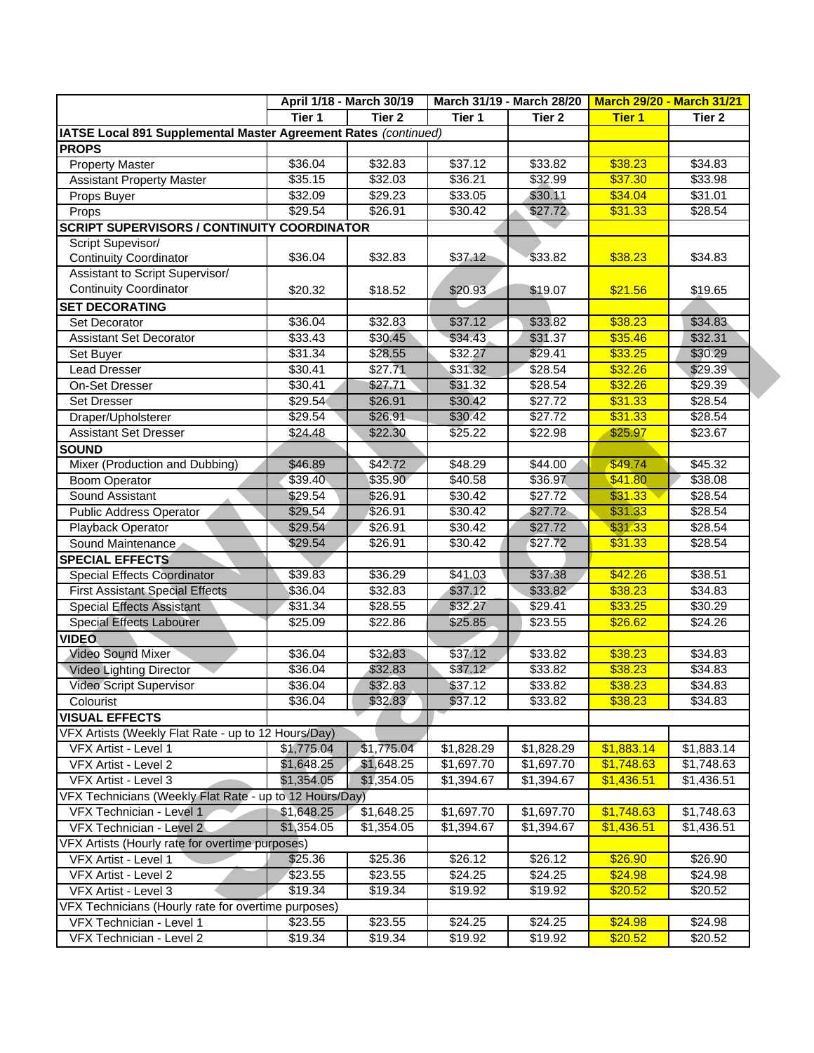| | April 1/18 - March 30/19 | | March 31/19 - March 28/20 | | March 29/20 - March 31/21 | |
|---|---|---|---|---|---|---|
| | Tier 1 | Tier 2 | Tier 1 | Tier 2 | Tier 1 | Tier 2 |
| **IATSE Local 891 Supplemental Master Agreement Rates** *(continued)* | | | | | | |
| **PROPS** | | | | | | |
| Property Master | $36.04 | $32.83 | $37.12 | $33.82 | $38.23 | $34.83 |
| Assistant Property Master | $35.15 | $32.03 | $36.21 | $32.99 | $37.30 | $33.98 |
| Props Buyer | $32.09 | $29.23 | $33.05 | $30.11 | $34.04 | $31.01 |
| Props | $29.54 | $26.91 | $30.42 | $27.72 | $31.33 | $28.54 |
| **SCRIPT SUPERVISORS / CONTINUITY COORDINATOR** | | | | | | |
| Script Supevisor/ Continuity Coordinator | $36.04 | $32.83 | $37.12 | $33.82 | $38.23 | $34.83 |
| Assistant to Script Supervisor/ Continuity Coordinator | $20.32 | $18.52 | $20.93 | $19.07 | $21.56 | $19.65 |
| **SET DECORATING** | | | | | | |
| Set Decorator | $36.04 | $32.83 | $37.12 | $33.82 | $38.23 | $34.83 |
| Assistant Set Decorator | $33.43 | $30.45 | $34.43 | $31.37 | $35.46 | $32.31 |
| Set Buyer | $31.34 | $28.55 | $32.27 | $29.41 | $33.25 | $30.29 |
| Lead Dresser | $30.41 | $27.71 | $31.32 | $28.54 | $32.26 | $29.39 |
| On-Set Dresser | $30.41 | $27.71 | $31.32 | $28.54 | $32.26 | $29.39 |
| Set Dresser | $29.54 | $26.91 | $30.42 | $27.72 | $31.33 | $28.54 |
| Draper/Upholsterer | $29.54 | $26.91 | $30.42 | $27.72 | $31.33 | $28.54 |
| Assistant Set Dresser | $24.48 | $22.30 | $25.22 | $22.98 | $25.97 | $23.67 |
| **SOUND** | | | | | | |
| Mixer (Production and Dubbing) | $46.89 | $42.72 | $48.29 | $44.00 | $49.74 | $45.32 |
| Boom Operator | $39.40 | $35.90 | $40.58 | $36.97 | $41.80 | $38.08 |
| Sound Assistant | $29.54 | $26.91 | $30.42 | $27.72 | $31.33 | $28.54 |
| Public Address Operator | $29.54 | $26.91 | $30.42 | $27.72 | $31.33 | $28.54 |
| Playback Operator | $29.54 | $26.91 | $30.42 | $27.72 | $31.33 | $28.54 |
| Sound Maintenance | $29.54 | $26.91 | $30.42 | $27.72 | $31.33 | $28.54 |
| **SPECIAL EFFECTS** | | | | | | |
| Special Effects Coordinator | $39.83 | $36.29 | $41.03 | $37.38 | $42.26 | $38.51 |
| First Assistant Special Effects | $36.04 | $32.83 | $37.12 | $33.82 | $38.23 | $34.83 |
| Special Effects Assistant | $31.34 | $28.55 | $32.27 | $29.41 | $33.25 | $30.29 |
| Special Effects Labourer | $25.09 | $22.86 | $25.85 | $23.55 | $26.62 | $24.26 |
| **VIDEO** | | | | | | |
| Video Sound Mixer | $36.04 | $32.83 | $37.12 | $33.82 | $38.23 | $34.83 |
| Video Lighting Director | $36.04 | $32.83 | $37.12 | $33.82 | $38.23 | $34.83 |
| Video Script Supervisor | $36.04 | $32.83 | $37.12 | $33.82 | $38.23 | $34.83 |
| Colourist | $36.04 | $32.83 | $37.12 | $33.82 | $38.23 | $34.83 |
| **VISUAL EFFECTS** | | | | | | |
| VFX Artists (Weekly Flat Rate - up to 12 Hours/Day) | | | | | | |
| VFX Artist - Level 1 | $1,775.04 | $1,775.04 | $1,828.29 | $1,828.29 | $1,883.14 | $1,883.14 |
| VFX Artist - Level 2 | $1,648.25 | $1,648.25 | $1,697.70 | $1,697.70 | $1,748.63 | $1,748.63 |
| VFX Artist - Level 3 | $1,354.05 | $1,354.05 | $1,394.67 | $1,394.67 | $1,436.51 | $1,436.51 |
| VFX Technicians (Weekly Flat Rate - up to 12 Hours/Day) | | | | | | |
| VFX Technician - Level 1 | $1,648.25 | $1,648.25 | $1,697.70 | $1,697.70 | $1,748.63 | $1,748.63 |
| VFX Technician - Level 2 | $1,354.05 | $1,354.05 | $1,394.67 | $1,394.67 | $1,436.51 | $1,436.51 |
| VFX Artists (Hourly rate for overtime purposes) | | | | | | |
| VFX Artist - Level 1 | $25.36 | $25.36 | $26.12 | $26.12 | $26.90 | $26.90 |
| VFX Artist - Level 2 | $23.55 | $23.55 | $24.25 | $24.25 | $24.98 | $24.98 |
| VFX Artist - Level 3 | $19.34 | $19.34 | $19.92 | $19.92 | $20.52 | $20.52 |
| VFX Technicians (Hourly rate for overtime purposes) | | | | | | |
| VFX Technician - Level 1 | $23.55 | $23.55 | $24.25 | $24.25 | $24.98 | $24.98 |
| VFX Technician - Level 2 | $19.34 | $19.34 | $19.92 | $19.92 | $20.52 | $20.52 |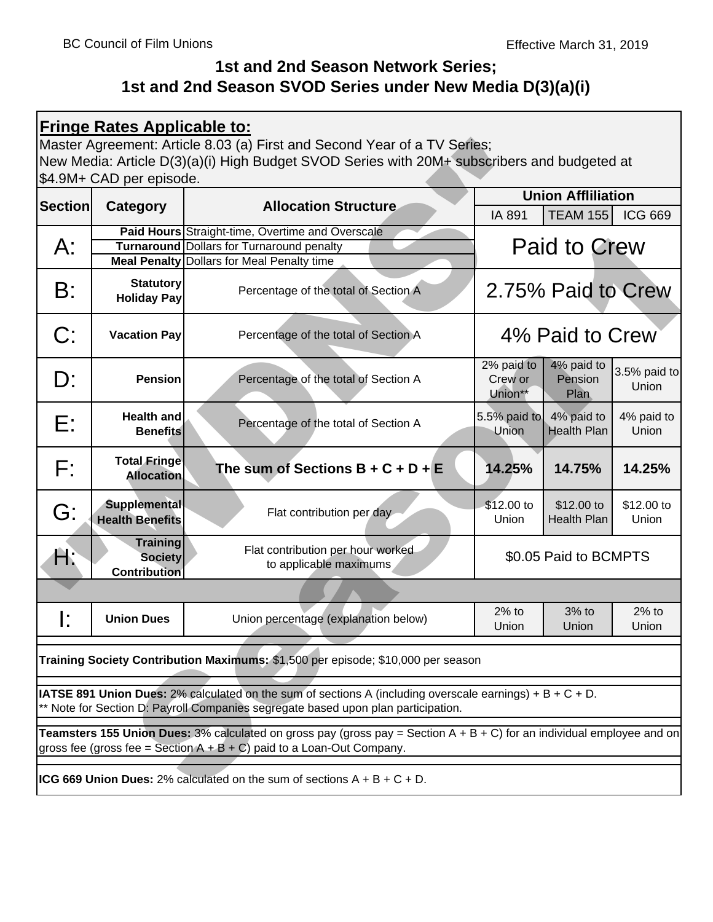BC Council of Film Unions

Effective March 31, 2019

# 1st and 2nd Season Network Series;
# 1st and 2nd Season SVOD Series under New Media D(3)(a)(i)

**Fringe Rates Applicable to:**
Master Agreement: Article 8.03 (a) First and Second Year of a TV Series;
New Media: Article D(3)(a)(i) High Budget SVOD Series with 20M+ subscribers and budgeted at $4.9M+ CAD per episode.

| Section | Category | Allocation Structure | Union Affiliation | | |
|---|---|---|---|---|---|
| | | | IA 891 | TEAM 155 | ICG 669 |
| A: | Paid Hours | Straight-time, Overtime and Overscale | Paid to Crew | | |
| | Turnaround | Dollars for Turnaround penalty | | | |
| | Meal Penalty | Dollars for Meal Penalty time | | | |
| B: | Statutory Holiday Pay | Percentage of the total of Section A | 2.75% Paid to Crew | | |
| C: | Vacation Pay | Percentage of the total of Section A | 4% Paid to Crew | | |
| D: | Pension | Percentage of the total of Section A | 2% paid to Crew or Union** | 4% paid to Pension Plan | 3.5% paid to Union |
| E: | Health and Benefits | Percentage of the total of Section A | 5.5% paid to Union | 4% paid to Health Plan | 4% paid to Union |
| F: | Total Fringe Allocation | **The sum of Sections B + C + D + E** | **14.25%** | **14.75%** | **14.25%** |
| G: | Supplemental Health Benefits | Flat contribution per day | $12.00 to Union | $12.00 to Health Plan | $12.00 to Union |
| H: | Training Society Contribution | Flat contribution per hour worked to applicable maximums | $0.05 Paid to BCMPTS | | |
| I: | Union Dues | Union percentage (explanation below) | 2% to Union | 3% to Union | 2% to Union |

**Training Society Contribution Maximums:** $1,500 per episode; $10,000 per season

**IATSE 891 Union Dues:** 2% calculated on the sum of sections A (including overscale earnings) + B + C + D.
** Note for Section D: Payroll Companies segregate based upon plan participation.

**Teamsters 155 Union Dues:** 3% calculated on gross pay (gross pay = Section A + B + C) for an individual employee and on gross fee (gross fee = Section A + B + C) paid to a Loan-Out Company.

**ICG 669 Union Dues:** 2% calculated on the sum of sections A + B + C + D.